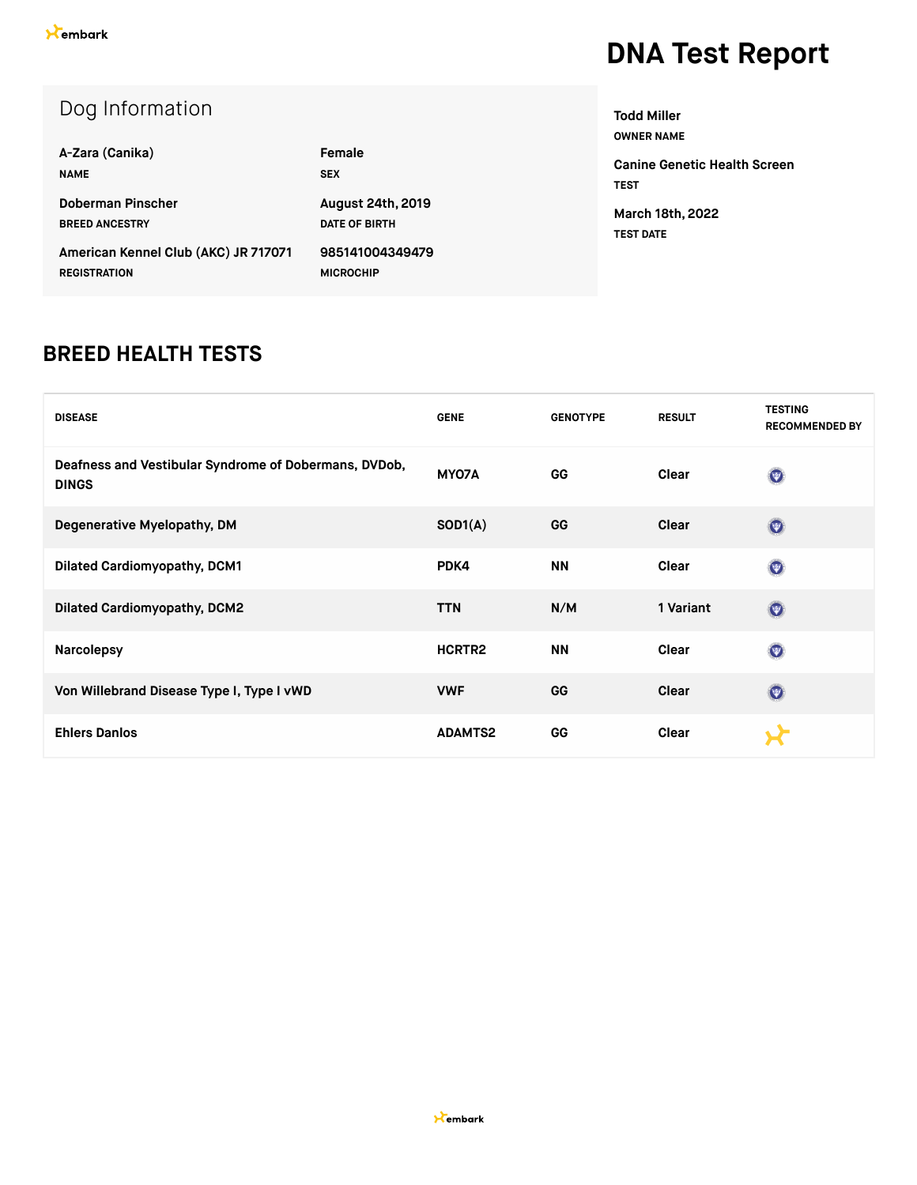embark

# DNA Test Report

## Dog Information

**A-Zara (Canika)**
NAME

**Female**
SEX

**Doberman Pinscher**
BREED ANCESTRY

**August 24th, 2019**
DATE OF BIRTH

**American Kennel Club (AKC) JR 717071**
REGISTRATION

**985141004349479**
MICROCHIP

**Todd Miller**
OWNER NAME

**Canine Genetic Health Screen**
TEST

**March 18th, 2022**
TEST DATE

## BREED HEALTH TESTS

| DISEASE | GENE | GENOTYPE | RESULT | TESTING RECOMMENDED BY |
|---|---|---|---|---|
| Deafness and Vestibular Syndrome of Dobermans, DVDob, DINGS | MYO7A | GG | Clear | |
| Degenerative Myelopathy, DM | SOD1(A) | GG | Clear | |
| Dilated Cardiomyopathy, DCM1 | PDK4 | NN | Clear | |
| Dilated Cardiomyopathy, DCM2 | TTN | N/M | 1 Variant | |
| Narcolepsy | HCRTR2 | NN | Clear | |
| Von Willebrand Disease Type I, Type I vWD | VWF | GG | Clear | |
| Ehlers Danlos | ADAMTS2 | GG | Clear | |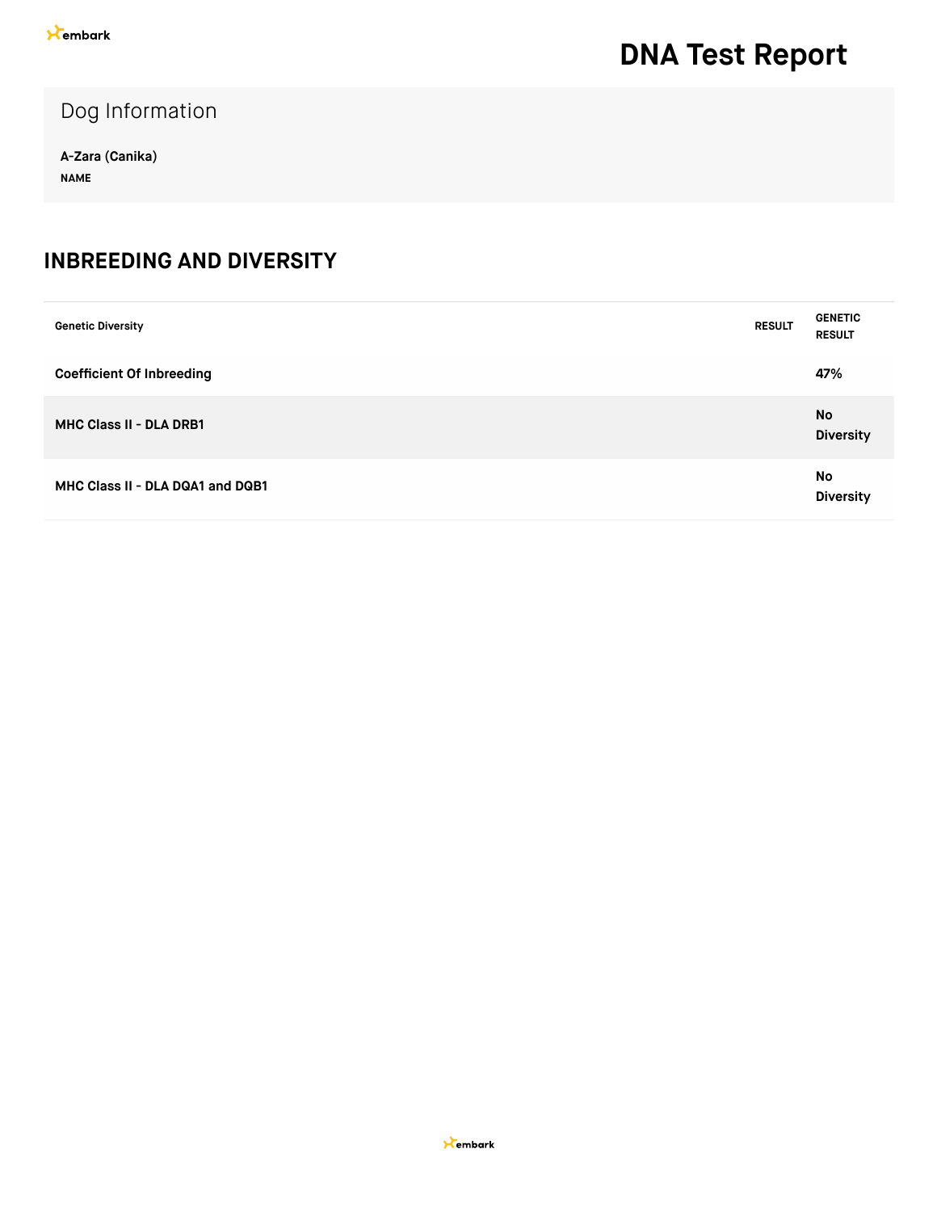# DNA Test Report

## Dog Information

**A-Zara (Canika)**
**NAME**

## INBREEDING AND DIVERSITY

| Genetic Diversity | RESULT | GENETIC RESULT |
| --- | --- | --- |
| **Coefficient Of Inbreeding** | | **47%** |
| **MHC Class II - DLA DRB1** | | **No Diversity** |
| **MHC Class II - DLA DQA1 and DQB1** | | **No Diversity** |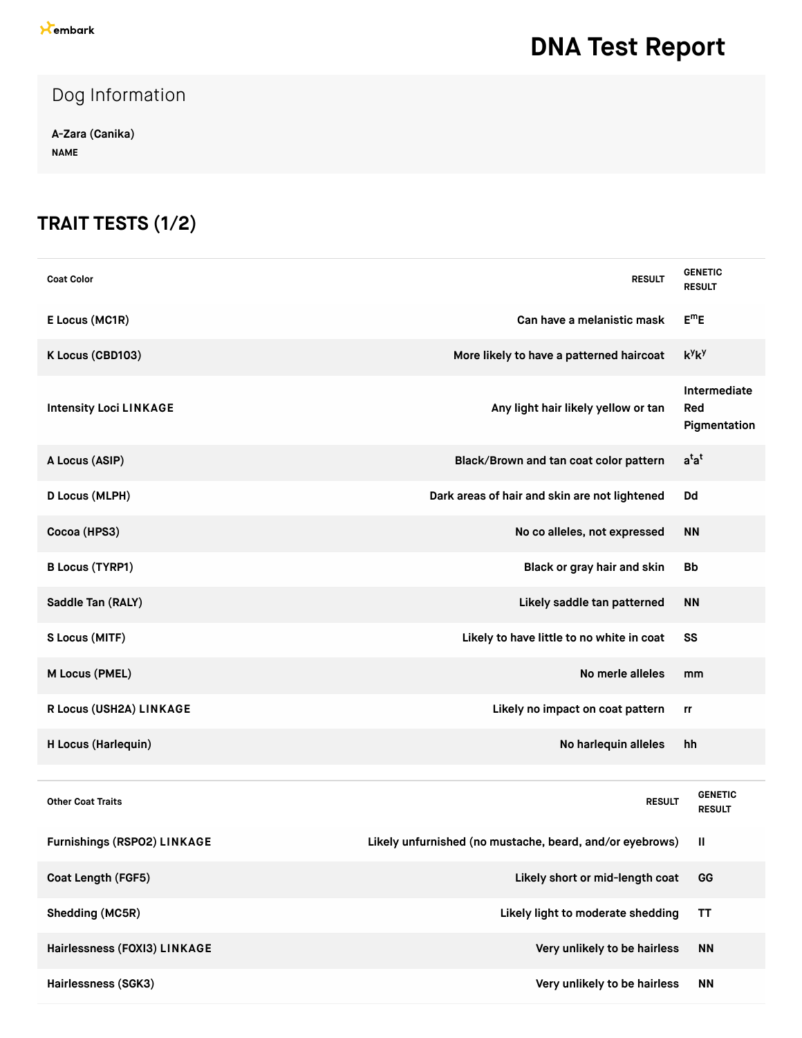embark

# DNA Test Report

## Dog Information

**A-Zara (Canika)**
**NAME**

## TRAIT TESTS (1/2)

| Coat Color | RESULT | GENETIC RESULT |
| --- | --- | --- |
| E Locus (MC1R) | Can have a melanistic mask | $E^mE$ |
| K Locus (CBD103) | More likely to have a patterned haircoat | $k^yk^y$ |
| Intensity Loci LINKAGE | Any light hair likely yellow or tan | Intermediate Red Pigmentation |
| A Locus (ASIP) | Black/Brown and tan coat color pattern | $a^ta^t$ |
| D Locus (MLPH) | Dark areas of hair and skin are not lightened | Dd |
| Cocoa (HPS3) | No co alleles, not expressed | NN |
| B Locus (TYRP1) | Black or gray hair and skin | Bb |
| Saddle Tan (RALY) | Likely saddle tan patterned | NN |
| S Locus (MITF) | Likely to have little to no white in coat | SS |
| M Locus (PMEL) | No merle alleles | mm |
| R Locus (USH2A) LINKAGE | Likely no impact on coat pattern | rr |
| H Locus (Harlequin) | No harlequin alleles | hh |

| Other Coat Traits | RESULT | GENETIC RESULT |
| --- | --- | --- |
| Furnishings (RSPO2) LINKAGE | Likely unfurnished (no mustache, beard, and/or eyebrows) | II |
| Coat Length (FGF5) | Likely short or mid-length coat | GG |
| Shedding (MC5R) | Likely light to moderate shedding | TT |
| Hairlessness (FOXI3) LINKAGE | Very unlikely to be hairless | NN |
| Hairlessness (SGK3) | Very unlikely to be hairless | NN |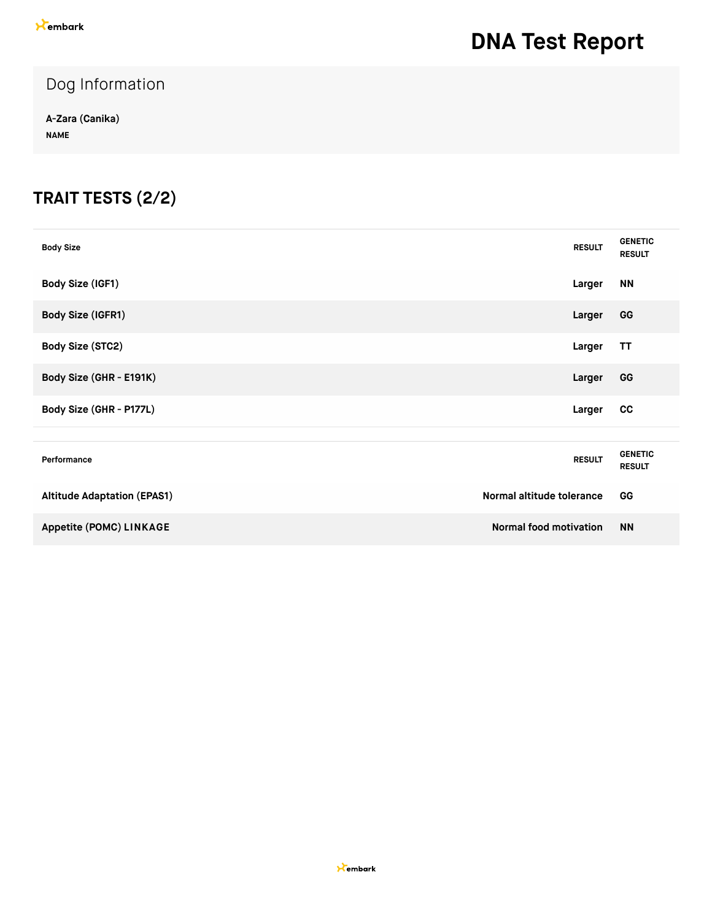# DNA Test Report

## Dog Information

**A-Zara (Canika)**
**NAME**

## TRAIT TESTS (2/2)

| Body Size | RESULT | GENETIC RESULT |
|---|---|---|
| **Body Size (IGF1)** | **Larger** | **NN** |
| **Body Size (IGFR1)** | **Larger** | **GG** |
| **Body Size (STC2)** | **Larger** | **TT** |
| **Body Size (GHR - E191K)** | **Larger** | **GG** |
| **Body Size (GHR - P177L)** | **Larger** | **CC** |

| Performance | RESULT | GENETIC RESULT |
|---|---|---|
| **Altitude Adaptation (EPAS1)** | **Normal altitude tolerance** | **GG** |
| **Appetite (POMC) LINKAGE** | **Normal food motivation** | **NN** |